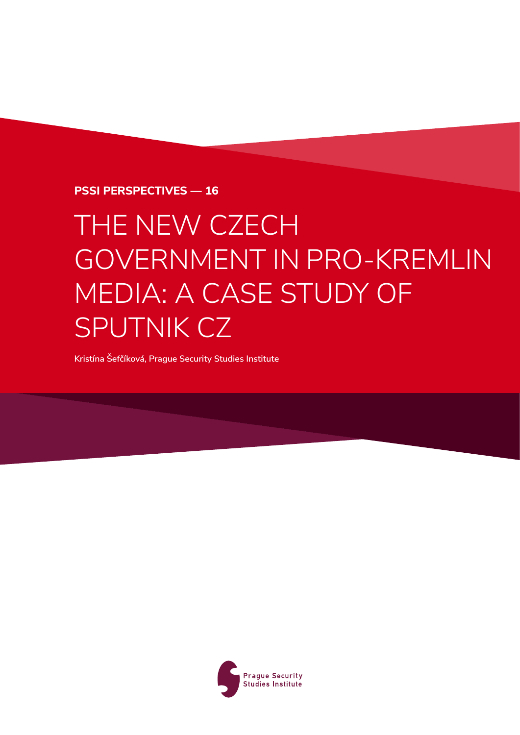**PSSI PERSPECTIVES — 16**

# THE NEW CZECH GOVERNMENT IN PRO-KREMLIN MEDIA: A CASE STUDY OF SPUTNIK CZ

Kristína Šefčíková, Prague Security Studies Institute

Prague Security Studies Institute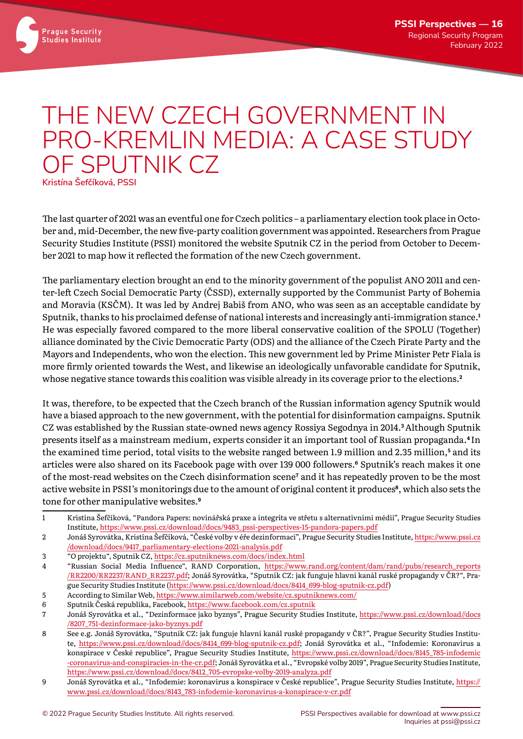# THE NEW CZECH GOVERNMENT IN PRO-KREMLIN MEDIA: A CASE STUDY OF SPUTNIK CZ

**Kristína Šefčíková, PSSI**

The last quarter of 2021 was an eventful one for Czech politics – a parliamentary election took place in October and, mid-December, the new five-party coalition government was appointed. Researchers from Prague Security Studies Institute (PSSI) monitored the website Sputnik CZ in the period from October to December 2021 to map how it reflected the formation of the new Czech government.

The parliamentary election brought an end to the minority government of the populist ANO 2011 and center-left Czech Social Democratic Party (ČSSD), externally supported by the Communist Party of Bohemia and Moravia (KSČM). It was led by Andrej Babiš from ANO, who was seen as an acceptable candidate by Sputnik, thanks to his proclaimed defense of national interests and increasingly anti-immigration stance.[1] He was especially favored compared to the more liberal conservative coalition of the SPOLU (Together) alliance dominated by the Civic Democratic Party (ODS) and the alliance of the Czech Pirate Party and the Mayors and Independents, who won the election. This new government led by Prime Minister Petr Fiala is more firmly oriented towards the West, and likewise an ideologically unfavorable candidate for Sputnik, whose negative stance towards this coalition was visible already in its coverage prior to the elections.[2]

It was, therefore, to be expected that the Czech branch of the Russian information agency Sputnik would have a biased approach to the new government, with the potential for disinformation campaigns. Sputnik CZ was established by the Russian state-owned news agency Rossiya Segodnya in 2014.[3] Although Sputnik presents itself as a mainstream medium, experts consider it an important tool of Russian propaganda.[4] In the examined time period, total visits to the website ranged between 1.9 million and 2.35 million,[5] and its articles were also shared on its Facebook page with over 139 000 followers.[6] Sputnik's reach makes it one of the most-read websites on the Czech disinformation scene[7] and it has repeatedly proven to be the most active website in PSSI's monitorings due to the amount of original content it produces[8], which also sets the tone for other manipulative websites.[9]

---

1. Kristína Šefčíková, "Pandora Papers: novinářská praxe a integrita ve střetu s alternativními médii", Prague Security Studies Institute, https://www.pssi.cz/download//docs/9483_pssi-perspectives-15-pandora-papers.pdf
2. Jonáš Syrovátka, Kristína Šefčíková, "České volby v éře dezinformací", Prague Security Studies Institute, https://www.pssi.cz/download//docs/9417_parliamentary-elections-2021-analysis.pdf
3. "O projektu", Sputnik CZ, https://cz.sputniknews.com/docs/index.html
4. "Russian Social Media Influence", RAND Corporation, https://www.rand.org/content/dam/rand/pubs/research_reports/RR2200/RR2237/RAND_RR2237.pdf; Jonáš Syrovátka, "Sputnik CZ: jak funguje hlavní kanál ruské propagandy v ČR?", Prague Security Studies Institute (https://www.pssi.cz/download/docs/8414_699-blog-sputnik-cz.pdf)
5. According to Similar Web, https://www.similarweb.com/website/cz.sputniknews.com/
6. Sputnik Česká republika, Facebook, https://www.facebook.com/cz.sputnik
7. Jonáš Syrovátka et al., "Dezinformace jako byznys", Prague Security Studies Institute, https://www.pssi.cz/download//docs/8207_751-dezinformace-jako-byznys.pdf
8. See e.g. Jonáš Syrovátka, "Sputnik CZ: jak funguje hlavní kanál ruské propagandy v ČR?", Prague Security Studies Institute, https://www.pssi.cz/download//docs/8414_699-blog-sputnik-cz.pdf; Jonáš Syrovátka et al., "Infodemie: Koronavirus a konspirace v České republice", Prague Security Studies Institute, https://www.pssi.cz/download//docs/8145_785-infodemic-coronavirus-and-conspiracies-in-the-cr.pdf; Jonáš Syrovátka et al., "Evropské volby 2019", Prague Security Studies Institute, https://www.pssi.cz/download//docs/8412_705-evropske-volby-2019-analyza.pdf
9. Jonáš Syrovátka et al., "Infodemie: koronavirus a konspirace v České republice", Prague Security Studies Institute, https://www.pssi.cz/download//docs/8143_783-infodemie-koronavirus-a-konspirace-v-cr.pdf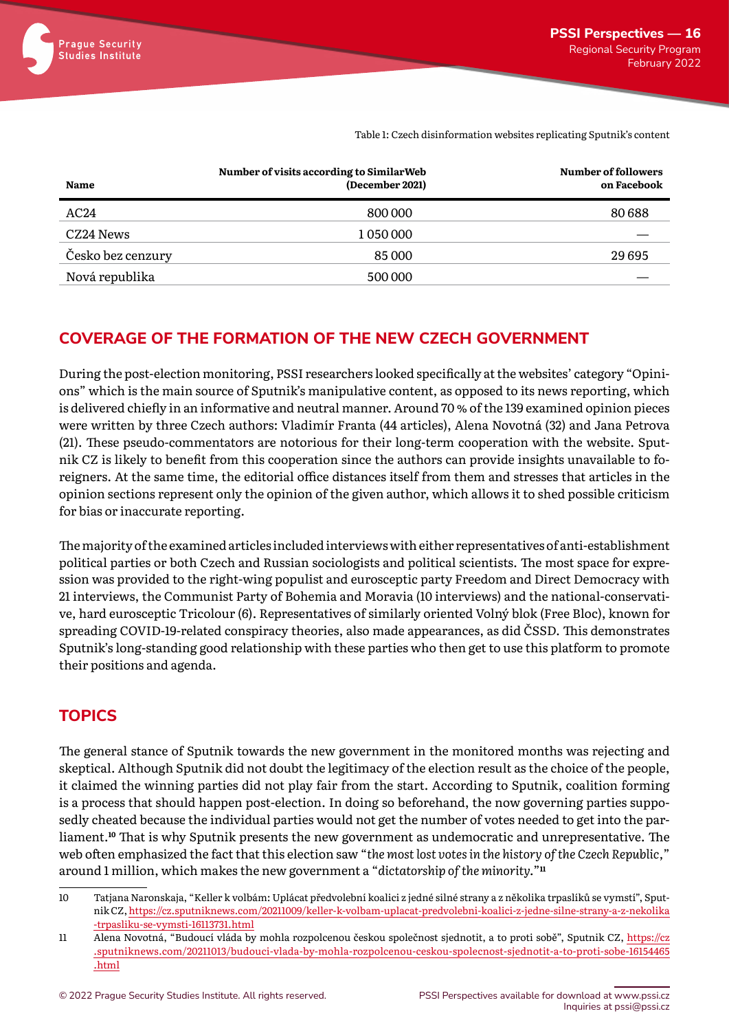Table 1: Czech disinformation websites replicating Sputnik's content

| Name | Number of visits according to SimilarWeb (December 2021) | Number of followers on Facebook |
|---|---|---|
| AC24 | 800 000 | 80 688 |
| CZ24 News | 1 050 000 | — |
| Česko bez cenzury | 85 000 | 29 695 |
| Nová republika | 500 000 | — |

## COVERAGE OF THE FORMATION OF THE NEW CZECH GOVERNMENT

During the post-election monitoring, PSSI researchers looked specifically at the websites' category "Opinions" which is the main source of Sputnik's manipulative content, as opposed to its news reporting, which is delivered chiefly in an informative and neutral manner. Around 70 % of the 139 examined opinion pieces were written by three Czech authors: Vladimír Franta (44 articles), Alena Novotná (32) and Jana Petrova (21). These pseudo-commentators are notorious for their long-term cooperation with the website. Sputnik CZ is likely to benefit from this cooperation since the authors can provide insights unavailable to foreigners. At the same time, the editorial office distances itself from them and stresses that articles in the opinion sections represent only the opinion of the given author, which allows it to shed possible criticism for bias or inaccurate reporting.

The majority of the examined articles included interviews with either representatives of anti-establishment political parties or both Czech and Russian sociologists and political scientists. The most space for expression was provided to the right-wing populist and eurosceptic party Freedom and Direct Democracy with 21 interviews, the Communist Party of Bohemia and Moravia (10 interviews) and the national-conservative, hard eurosceptic Tricolour (6). Representatives of similarly oriented Volný blok (Free Bloc), known for spreading COVID-19-related conspiracy theories, also made appearances, as did ČSSD. This demonstrates Sputnik's long-standing good relationship with these parties who then get to use this platform to promote their positions and agenda.

## TOPICS

The general stance of Sputnik towards the new government in the monitored months was rejecting and skeptical. Although Sputnik did not doubt the legitimacy of the election result as the choice of the people, it claimed the winning parties did not play fair from the start. According to Sputnik, coalition forming is a process that should happen post-election. In doing so beforehand, the now governing parties supposedly cheated because the individual parties would not get the number of votes needed to get into the parliament.[10] That is why Sputnik presents the new government as undemocratic and unrepresentative. The web often emphasized the fact that this election saw "*the most lost votes in the history of the Czech Republic*," around 1 million, which makes the new government a "*dictatorship of the minority*."[11]

10 Tatjana Naronskaja, "Keller k volbám: Uplácat předvolební koalici z jedné silné strany a z několika trpaslíků se vymstí", Sputnik CZ, https://cz.sputniknews.com/20211009/keller-k-volbam-uplacat-predvolebni-koalici-z-jedne-silne-strany-a-z-nekolika-trpasliku-se-vymsti-16113731.html

11 Alena Novotná, "Budoucí vláda by mohla rozpolcenou českou společnost sjednotit, a to proti sobě", Sputnik CZ, https://cz.sputniknews.com/20211013/budouci-vlada-by-mohla-rozpolcenou-ceskou-spolecnost-sjednotit-a-to-proti-sobe-16154465.html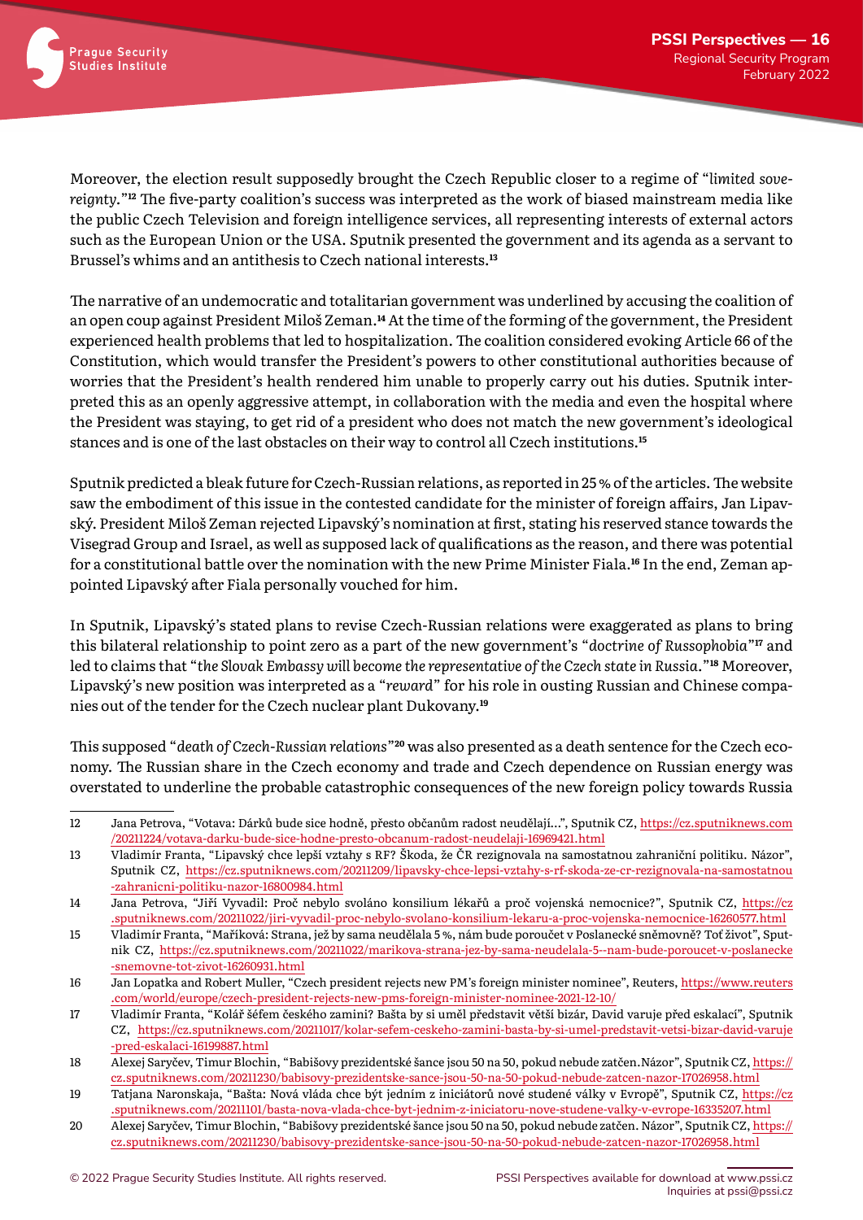Moreover, the election result supposedly brought the Czech Republic closer to a regime of "*limited sovereignty*."[12] The five-party coalition's success was interpreted as the work of biased mainstream media like the public Czech Television and foreign intelligence services, all representing interests of external actors such as the European Union or the USA. Sputnik presented the government and its agenda as a servant to Brussel's whims and an antithesis to Czech national interests.[13]

The narrative of an undemocratic and totalitarian government was underlined by accusing the coalition of an open coup against President Miloš Zeman.[14] At the time of the forming of the government, the President experienced health problems that led to hospitalization. The coalition considered evoking Article 66 of the Constitution, which would transfer the President's powers to other constitutional authorities because of worries that the President's health rendered him unable to properly carry out his duties. Sputnik interpreted this as an openly aggressive attempt, in collaboration with the media and even the hospital where the President was staying, to get rid of a president who does not match the new government's ideological stances and is one of the last obstacles on their way to control all Czech institutions.[15]

Sputnik predicted a bleak future for Czech-Russian relations, as reported in 25 % of the articles. The website saw the embodiment of this issue in the contested candidate for the minister of foreign affairs, Jan Lipavský. President Miloš Zeman rejected Lipavský's nomination at first, stating his reserved stance towards the Visegrad Group and Israel, as well as supposed lack of qualifications as the reason, and there was potential for a constitutional battle over the nomination with the new Prime Minister Fiala.[16] In the end, Zeman appointed Lipavský after Fiala personally vouched for him.

In Sputnik, Lipavský's stated plans to revise Czech-Russian relations were exaggerated as plans to bring this bilateral relationship to point zero as a part of the new government's "*doctrine of Russophobia*"[17] and led to claims that "*the Slovak Embassy will become the representative of the Czech state in Russia*."[18] Moreover, Lipavský's new position was interpreted as a "*reward*" for his role in ousting Russian and Chinese companies out of the tender for the Czech nuclear plant Dukovany.[19]

This supposed "*death of Czech-Russian relations*"[20] was also presented as a death sentence for the Czech economy. The Russian share in the Czech economy and trade and Czech dependence on Russian energy was overstated to underline the probable catastrophic consequences of the new foreign policy towards Russia

---

12 Jana Petrova, "Votava: Dárků bude sice hodně, přesto občanům radost neudělají...", Sputnik CZ, https://cz.sputniknews.com/20211224/votava-darku-bude-sice-hodne-presto-obcanum-radost-neudelaji-16969421.html

13 Vladimír Franta, "Lipavský chce lepší vztahy s RF? Škoda, že ČR rezignovala na samostatnou zahraniční politiku. Názor", Sputnik CZ, https://cz.sputniknews.com/20211209/lipavsky-chce-lepsi-vztahy-s-rf-skoda-ze-cr-rezignovala-na-samostatnou-zahranicni-politiku-nazor-16800984.html

14 Jana Petrova, "Jiří Vyvadil: Proč nebylo svoláno konsilium lékařů a proč vojenská nemocnice?", Sputnik CZ, https://cz.sputniknews.com/20211022/jiri-vyvadil-proc-nebylo-svolano-konsilium-lekaru-a-proc-vojenska-nemocnice-16260577.html

15 Vladimír Franta, "Maříková: Strana, jež by sama neudělala 5 %, nám bude poroučet v Poslanecké sněmovně? Toť život", Sputnik CZ, https://cz.sputniknews.com/20211022/marikova-strana-jez-by-sama-neudelala-5--nam-bude-poroucet-v-poslanecke-snemovne-tot-zivot-16260931.html

16 Jan Lopatka and Robert Muller, "Czech president rejects new PM's foreign minister nominee", Reuters, https://www.reuters.com/world/europe/czech-president-rejects-new-pms-foreign-minister-nominee-2021-12-10/

17 Vladimír Franta, "Kolář šéfem českého zamini? Bašta by si uměl představit větší bizár, David varuje před eskalací", Sputnik CZ, https://cz.sputniknews.com/20211017/kolar-sefem-ceskeho-zamini-basta-by-si-umel-predstavit-vetsi-bizar-david-varuje-pred-eskalaci-16199887.html

18 Alexej Saryčev, Timur Blochin, "Babišovy prezidentské šance jsou 50 na 50, pokud nebude zatčen.Názor", Sputnik CZ, https://cz.sputniknews.com/20211230/babisovy-prezidentske-sance-jsou-50-na-50-pokud-nebude-zatcen-nazor-17026958.html

19 Tatjana Naronskaja, "Bašta: Nová vláda chce být jedním z iniciátorů nové studené války v Evropě", Sputnik CZ, https://cz.sputniknews.com/20211101/basta-nova-vlada-chce-byt-jednim-z-iniciatoru-nove-studene-valky-v-evrope-16335207.html

20 Alexej Saryčev, Timur Blochin, "Babišovy prezidentské šance jsou 50 na 50, pokud nebude zatčen. Názor", Sputnik CZ, https://cz.sputniknews.com/20211230/babisovy-prezidentske-sance-jsou-50-na-50-pokud-nebude-zatcen-nazor-17026958.html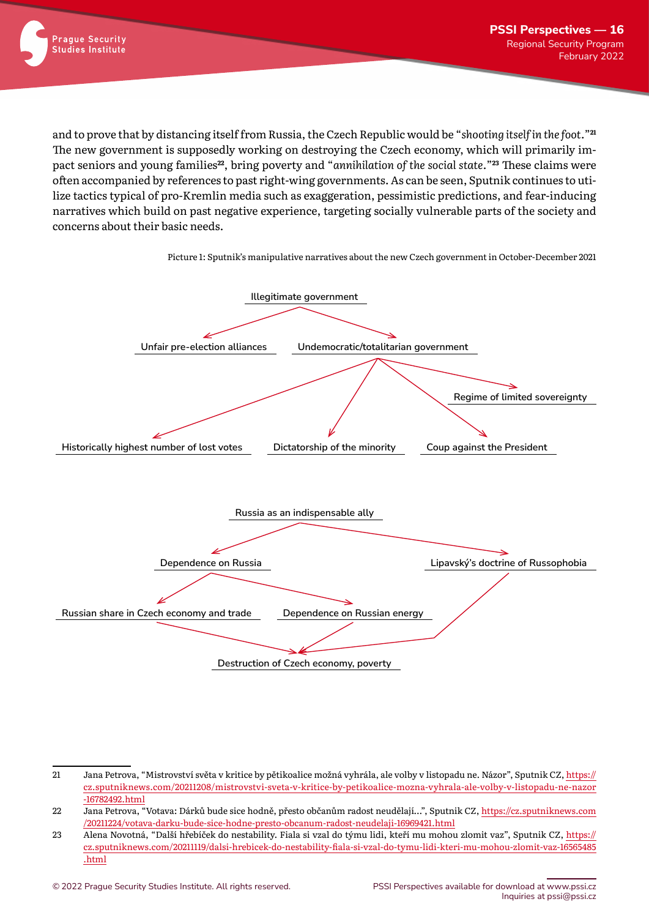and to prove that by distancing itself from Russia, the Czech Republic would be "*shooting itself in the foot*."[21] The new government is supposedly working on destroying the Czech economy, which will primarily impact seniors and young families[22], bring poverty and "*annihilation of the social state*."[23] These claims were often accompanied by references to past right-wing governments. As can be seen, Sputnik continues to utilize tactics typical of pro-Kremlin media such as exaggeration, pessimistic predictions, and fear-inducing narratives which build on past negative experience, targeting socially vulnerable parts of the society and concerns about their basic needs.

Picture 1: Sputnik's manipulative narratives about the new Czech government in October-December 2021

Illegitimate government

Unfair pre-election alliances

Undemocratic/totalitarian government

Regime of limited sovereignty

Historically highest number of lost votes

Dictatorship of the minority

Coup against the President

Russia as an indispensable ally

Dependence on Russia

Lipavský's doctrine of Russophobia

Russian share in Czech economy and trade

Dependence on Russian energy

Destruction of Czech economy, poverty

---

21 Jana Petrova, "Mistrovství světa v kritice by pětikoalice možná vyhrála, ale volby v listopadu ne. Názor", Sputnik CZ, https://cz.sputniknews.com/20211208/mistrovstvi-sveta-v-kritice-by-petikoalice-mozna-vyhrala-ale-volby-v-listopadu-ne-nazor-16782492.html

22 Jana Petrova, "Votava: Dárků bude sice hodně, přesto občanům radost neudělají…", Sputnik CZ, https://cz.sputniknews.com/20211224/votava-darku-bude-sice-hodne-presto-obcanum-radost-neudelaji-16969421.html

23 Alena Novotná, "Další hřebíček do nestability. Fiala si vzal do týmu lidi, kteří mu mohou zlomit vaz", Sputnik CZ, https://cz.sputniknews.com/20211119/dalsi-hrebicek-do-nestability-fiala-si-vzal-do-tymu-lidi-kteri-mu-mohou-zlomit-vaz-16565485.html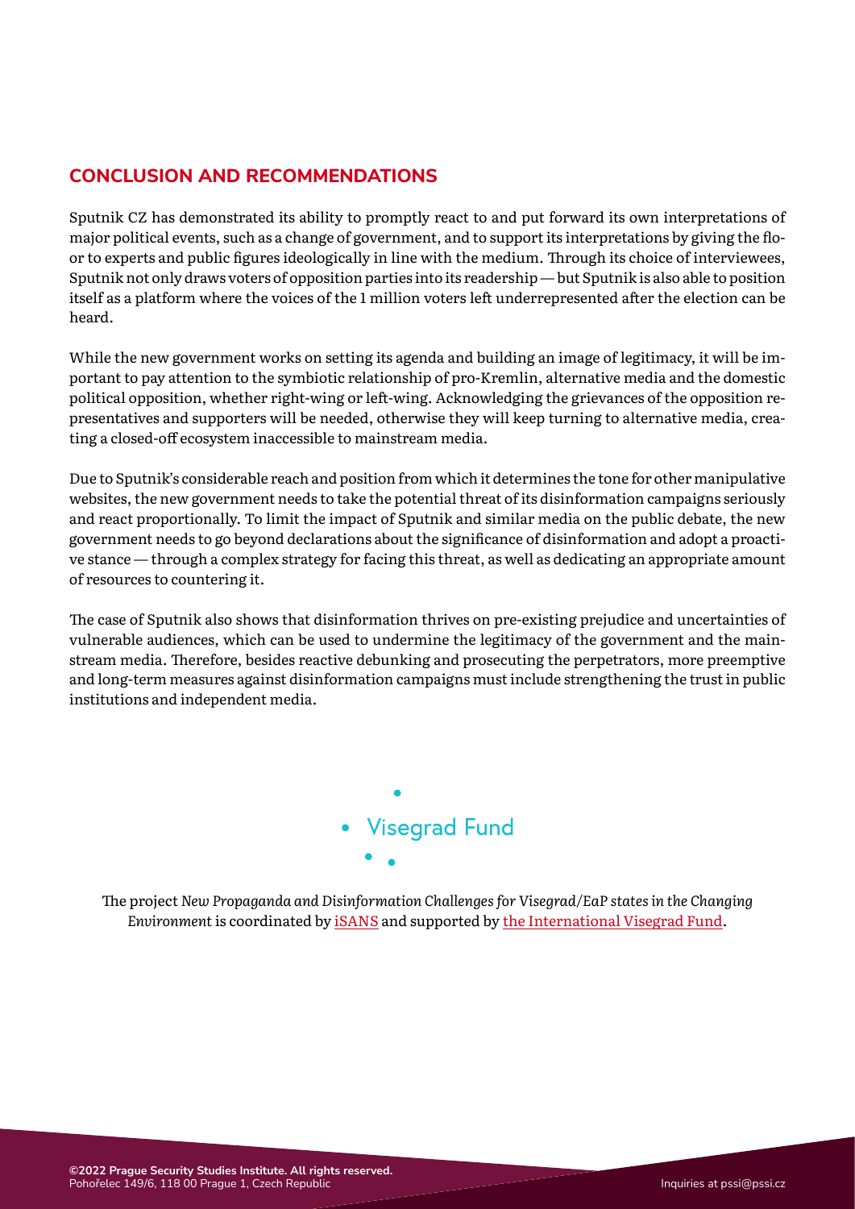## CONCLUSION AND RECOMMENDATIONS

Sputnik CZ has demonstrated its ability to promptly react to and put forward its own interpretations of major political events, such as a change of government, and to support its interpretations by giving the floor to experts and public figures ideologically in line with the medium. Through its choice of interviewees, Sputnik not only draws voters of opposition parties into its readership — but Sputnik is also able to position itself as a platform where the voices of the 1 million voters left underrepresented after the election can be heard.

While the new government works on setting its agenda and building an image of legitimacy, it will be important to pay attention to the symbiotic relationship of pro-Kremlin, alternative media and the domestic political opposition, whether right-wing or left-wing. Acknowledging the grievances of the opposition representatives and supporters will be needed, otherwise they will keep turning to alternative media, creating a closed-off ecosystem inaccessible to mainstream media.

Due to Sputnik's considerable reach and position from which it determines the tone for other manipulative websites, the new government needs to take the potential threat of its disinformation campaigns seriously and react proportionally. To limit the impact of Sputnik and similar media on the public debate, the new government needs to go beyond declarations about the significance of disinformation and adopt a proactive stance — through a complex strategy for facing this threat, as well as dedicating an appropriate amount of resources to countering it.

The case of Sputnik also shows that disinformation thrives on pre-existing prejudice and uncertainties of vulnerable audiences, which can be used to undermine the legitimacy of the government and the mainstream media. Therefore, besides reactive debunking and prosecuting the perpetrators, more preemptive and long-term measures against disinformation campaigns must include strengthening the trust in public institutions and independent media.

Visegrad Fund

The project *New Propaganda and Disinformation Challenges for Visegrad/EaP states in the Changing Environment* is coordinated by iSANS and supported by the International Visegrad Fund.

**©2022 Prague Security Studies Institute. All rights reserved.**
Pohořelec 149/6, 118 00 Prague 1, Czech Republic

Inquiries at pssi@pssi.cz